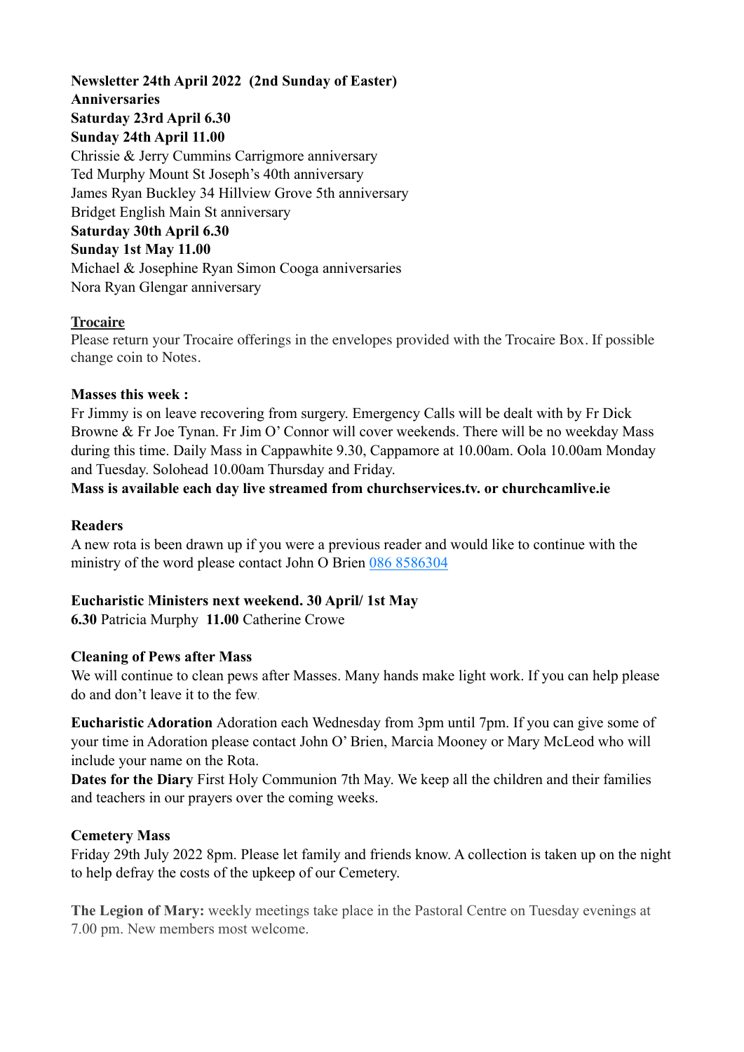**Newsletter 24th April 2022 (2nd Sunday of Easter)**
**Anniversaries**
**Saturday 23rd April 6.30**
**Sunday 24th April 11.00**
Chrissie & Jerry Cummins Carrigmore anniversary
Ted Murphy Mount St Joseph's 40th anniversary
James Ryan Buckley 34 Hillview Grove 5th anniversary
Bridget English Main St anniversary
**Saturday 30th April 6.30**
**Sunday 1st May 11.00**
Michael & Josephine Ryan Simon Cooga anniversaries
Nora Ryan Glengar anniversary

**Trocaire**
Please return your Trocaire offerings in the envelopes provided with the Trocaire Box. If possible change coin to Notes.

**Masses this week :**
Fr Jimmy is on leave recovering from surgery. Emergency Calls will be dealt with by Fr Dick Browne & Fr Joe Tynan. Fr Jim O' Connor will cover weekends. There will be no weekday Mass during this time. Daily Mass in Cappawhite 9.30, Cappamore at 10.00am. Oola 10.00am Monday and Tuesday. Solohead 10.00am Thursday and Friday.
**Mass is available each day live streamed from churchservices.tv. or churchcamlive.ie**

**Readers**
A new rota is been drawn up if you were a previous reader and would like to continue with the ministry of the word please contact John O Brien 086 8586304

**Eucharistic Ministers next weekend. 30 April/ 1st May**
**6.30** Patricia Murphy **11.00** Catherine Crowe

**Cleaning of Pews after Mass**
We will continue to clean pews after Masses. Many hands make light work. If you can help please do and don't leave it to the few.

**Eucharistic Adoration** Adoration each Wednesday from 3pm until 7pm. If you can give some of your time in Adoration please contact John O' Brien, Marcia Mooney or Mary McLeod who will include your name on the Rota.
**Dates for the Diary** First Holy Communion 7th May. We keep all the children and their families and teachers in our prayers over the coming weeks.

**Cemetery Mass**
Friday 29th July 2022 8pm. Please let family and friends know. A collection is taken up on the night to help defray the costs of the upkeep of our Cemetery.

**The Legion of Mary:** weekly meetings take place in the Pastoral Centre on Tuesday evenings at 7.00 pm. New members most welcome.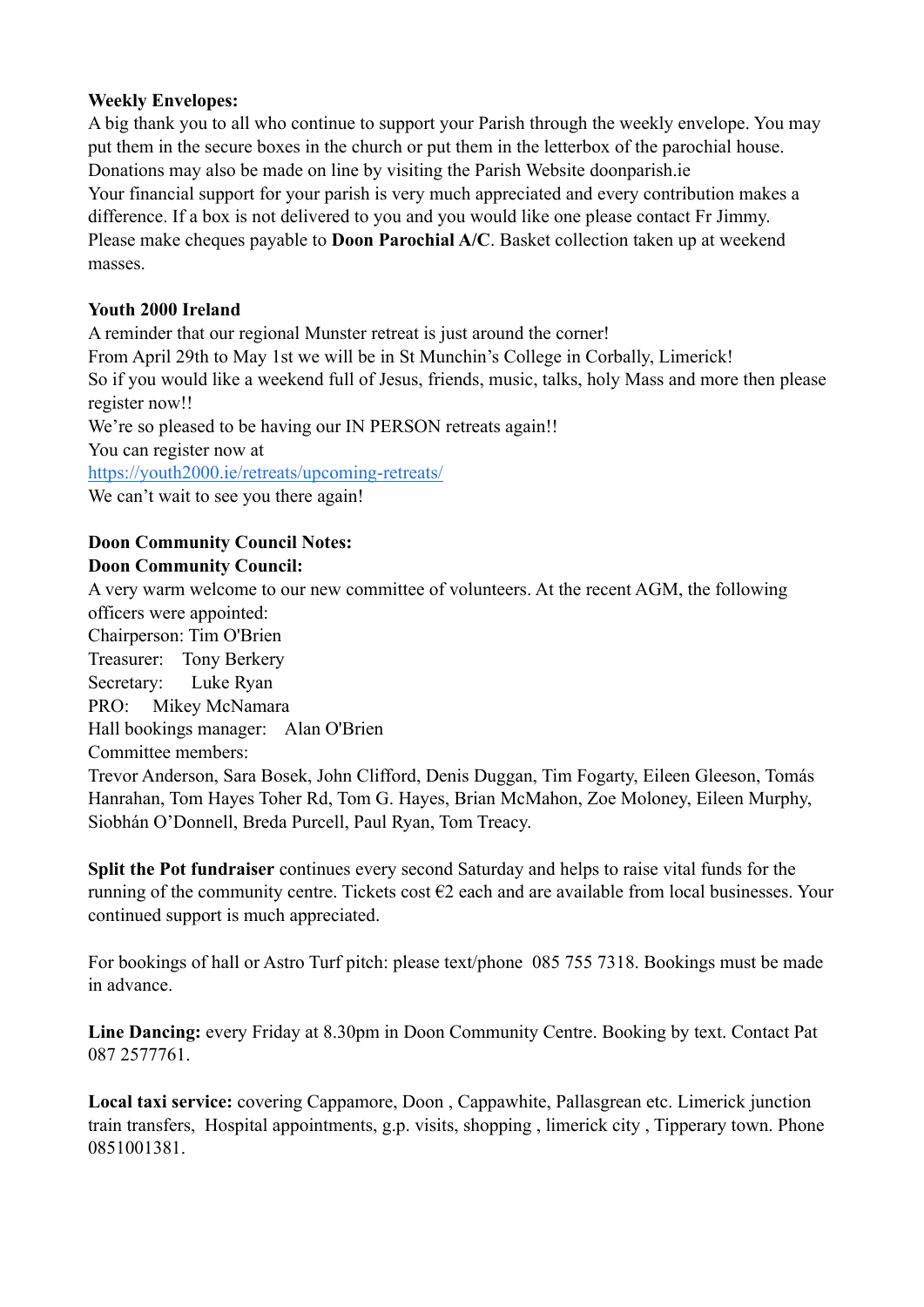**Weekly Envelopes:**

A big thank you to all who continue to support your Parish through the weekly envelope. You may put them in the secure boxes in the church or put them in the letterbox of the parochial house. Donations may also be made on line by visiting the Parish Website doonparish.ie

Your financial support for your parish is very much appreciated and every contribution makes a difference. If a box is not delivered to you and you would like one please contact Fr Jimmy. Please make cheques payable to **Doon Parochial A/C**. Basket collection taken up at weekend masses.

**Youth 2000 Ireland**

A reminder that our regional Munster retreat is just around the corner!

From April 29th to May 1st we will be in St Munchin's College in Corbally, Limerick!

So if you would like a weekend full of Jesus, friends, music, talks, holy Mass and more then please register now!!

We're so pleased to be having our IN PERSON retreats again!!

You can register now at

https://youth2000.ie/retreats/upcoming-retreats/

We can't wait to see you there again!

**Doon Community Council Notes:**

**Doon Community Council:**

A very warm welcome to our new committee of volunteers. At the recent AGM, the following officers were appointed:

Chairperson: Tim O'Brien

Treasurer: Tony Berkery

Secretary: Luke Ryan

PRO: Mikey McNamara

Hall bookings manager: Alan O'Brien

Committee members:

Trevor Anderson, Sara Bosek, John Clifford, Denis Duggan, Tim Fogarty, Eileen Gleeson, Tomás Hanrahan, Tom Hayes Toher Rd, Tom G. Hayes, Brian McMahon, Zoe Moloney, Eileen Murphy, Siobhán O'Donnell, Breda Purcell, Paul Ryan, Tom Treacy.

**Split the Pot fundraiser** continues every second Saturday and helps to raise vital funds for the running of the community centre. Tickets cost €2 each and are available from local businesses. Your continued support is much appreciated.

For bookings of hall or Astro Turf pitch: please text/phone 085 755 7318. Bookings must be made in advance.

**Line Dancing:** every Friday at 8.30pm in Doon Community Centre. Booking by text. Contact Pat 087 2577761.

**Local taxi service:** covering Cappamore, Doon , Cappawhite, Pallasgrean etc. Limerick junction train transfers, Hospital appointments, g.p. visits, shopping , limerick city , Tipperary town. Phone 0851001381.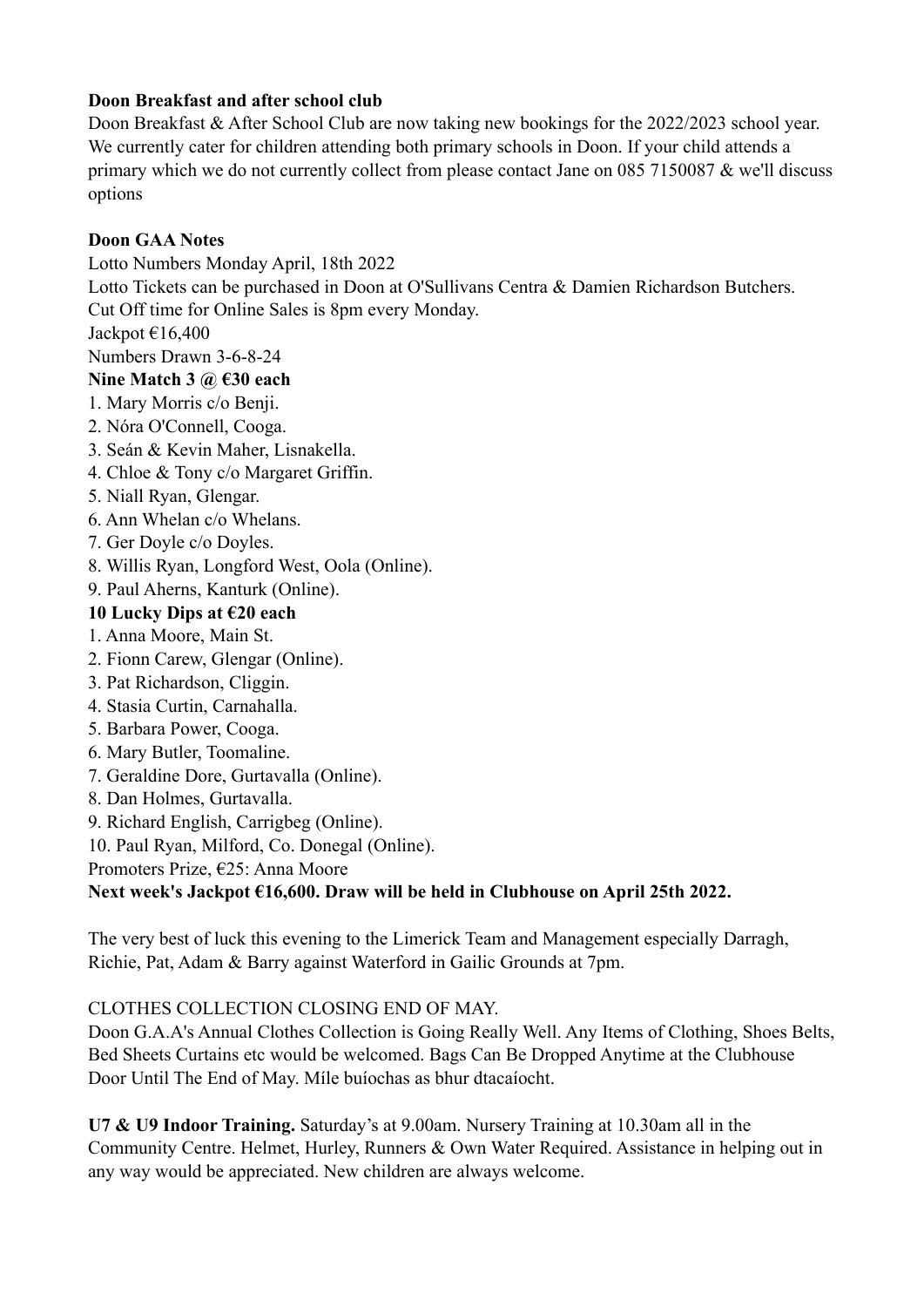**Doon Breakfast and after school club**

Doon Breakfast & After School Club are now taking new bookings for the 2022/2023 school year. We currently cater for children attending both primary schools in Doon. If your child attends a primary which we do not currently collect from please contact Jane on 085 7150087 & we'll discuss options

**Doon GAA Notes**

Lotto Numbers Monday April, 18th 2022
Lotto Tickets can be purchased in Doon at O'Sullivans Centra & Damien Richardson Butchers.
Cut Off time for Online Sales is 8pm every Monday.
Jackpot €16,400
Numbers Drawn 3-6-8-24

**Nine Match 3 @ €30 each**

1. Mary Morris c/o Benji.
2. Nóra O'Connell, Cooga.
3. Seán & Kevin Maher, Lisnakella.
4. Chloe & Tony c/o Margaret Griffin.
5. Niall Ryan, Glengar.
6. Ann Whelan c/o Whelans.
7. Ger Doyle c/o Doyles.
8. Willis Ryan, Longford West, Oola (Online).
9. Paul Aherns, Kanturk (Online).

**10 Lucky Dips at €20 each**

1. Anna Moore, Main St.
2. Fionn Carew, Glengar (Online).
3. Pat Richardson, Cliggin.
4. Stasia Curtin, Carnahalla.
5. Barbara Power, Cooga.
6. Mary Butler, Toomaline.
7. Geraldine Dore, Gurtavalla (Online).
8. Dan Holmes, Gurtavalla.
9. Richard English, Carrigbeg (Online).
10. Paul Ryan, Milford, Co. Donegal (Online).

Promoters Prize, €25: Anna Moore

**Next week's Jackpot €16,600. Draw will be held in Clubhouse on April 25th 2022.**

The very best of luck this evening to the Limerick Team and Management especially Darragh, Richie, Pat, Adam & Barry against Waterford in Gailic Grounds at 7pm.

CLOTHES COLLECTION CLOSING END OF MAY.

Doon G.A.A's Annual Clothes Collection is Going Really Well. Any Items of Clothing, Shoes Belts, Bed Sheets Curtains etc would be welcomed. Bags Can Be Dropped Anytime at the Clubhouse Door Until The End of May. Míle buíochas as bhur dtacaíocht.

**U7 & U9 Indoor Training.** Saturday's at 9.00am. Nursery Training at 10.30am all in the Community Centre. Helmet, Hurley, Runners & Own Water Required. Assistance in helping out in any way would be appreciated. New children are always welcome.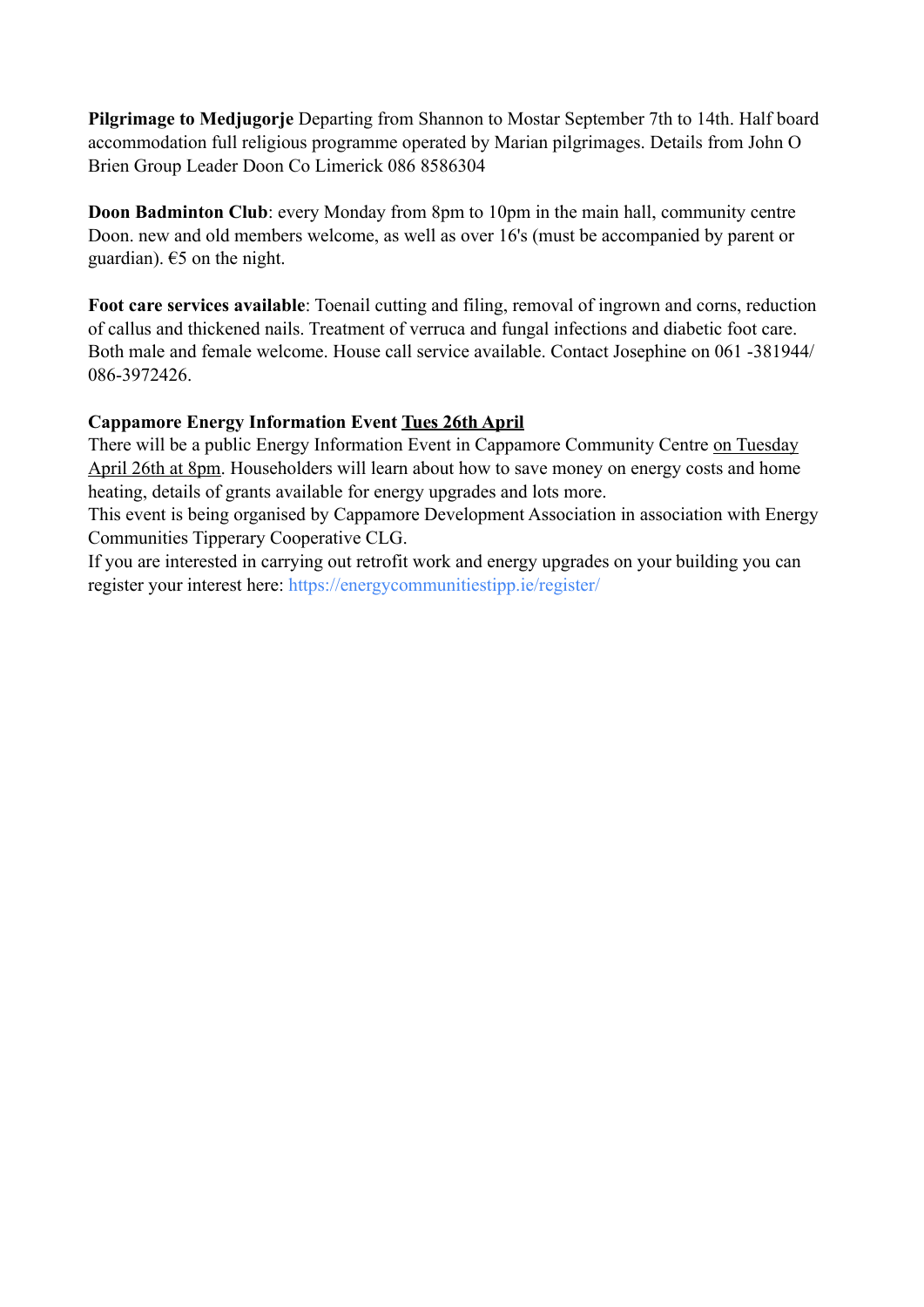**Pilgrimage to Medjugorje** Departing from Shannon to Mostar September 7th to 14th. Half board accommodation full religious programme operated by Marian pilgrimages. Details from John O Brien Group Leader Doon Co Limerick 086 8586304

**Doon Badminton Club**: every Monday from 8pm to 10pm in the main hall, community centre Doon. new and old members welcome, as well as over 16's (must be accompanied by parent or guardian). €5 on the night.

**Foot care services available**: Toenail cutting and filing, removal of ingrown and corns, reduction of callus and thickened nails. Treatment of verruca and fungal infections and diabetic foot care. Both male and female welcome. House call service available. Contact Josephine on 061 -381944/ 086-3972426.

**Cappamore Energy Information Event Tues 26th April**

There will be a public Energy Information Event in Cappamore Community Centre on Tuesday April 26th at 8pm. Householders will learn about how to save money on energy costs and home heating, details of grants available for energy upgrades and lots more.

This event is being organised by Cappamore Development Association in association with Energy Communities Tipperary Cooperative CLG.

If you are interested in carrying out retrofit work and energy upgrades on your building you can register your interest here: https://energycommunitiestipp.ie/register/